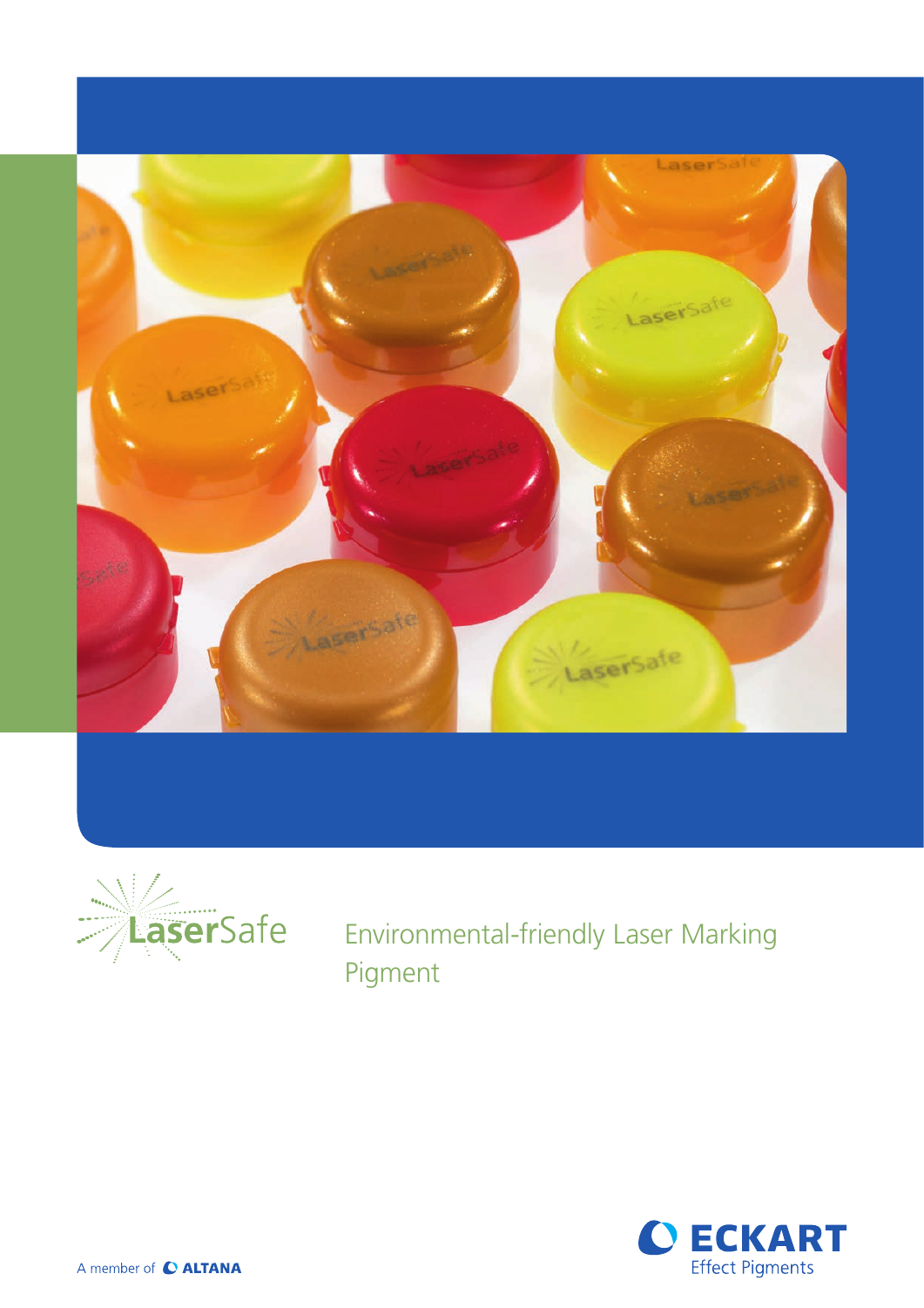# LaserSafe

Environmental-friendly Laser Marking Pigment

ECKART Effect Pigments

A member of ALTANA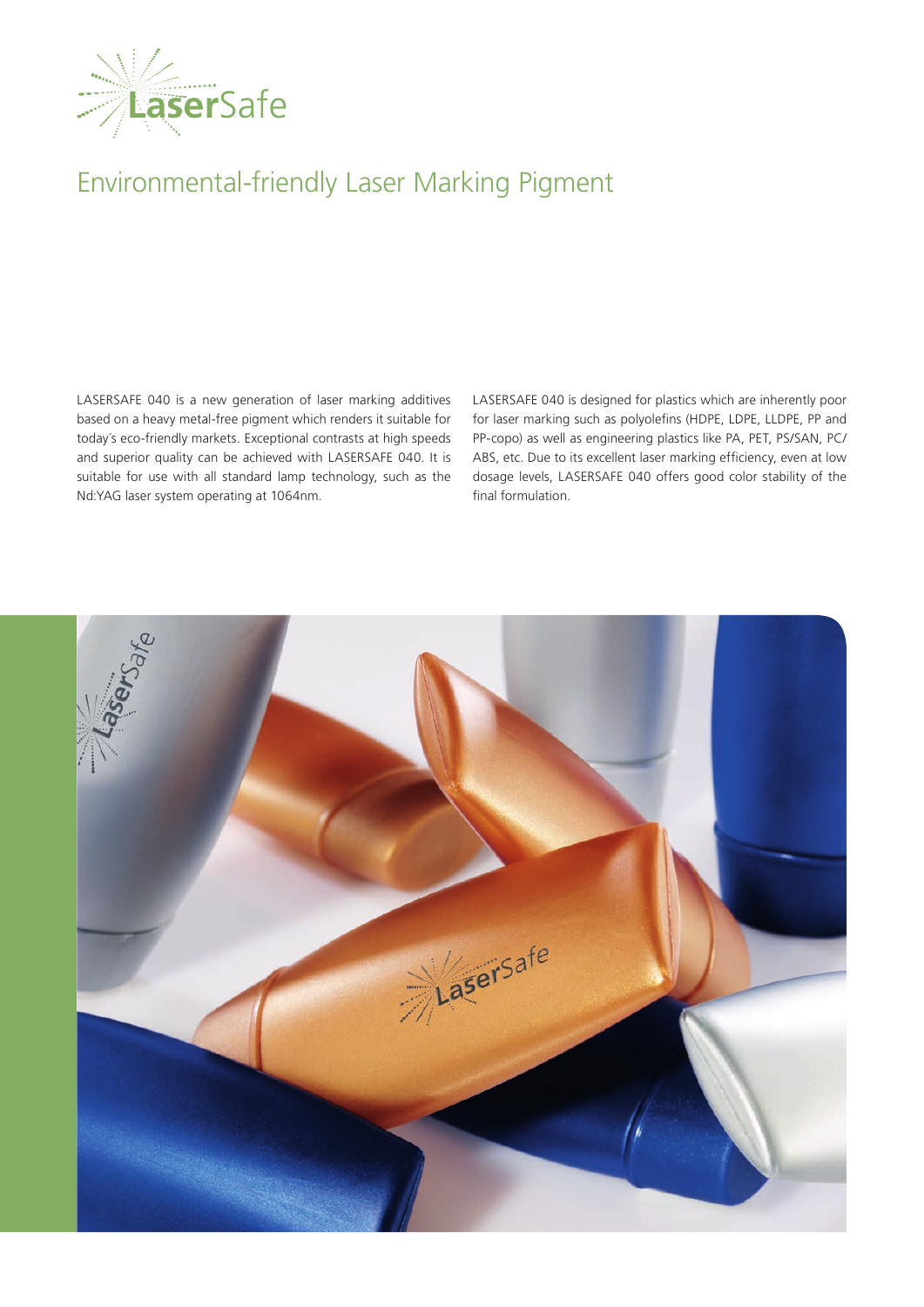# Environmental-friendly Laser Marking Pigment

LASERSAFE 040 is a new generation of laser marking additives based on a heavy metal-free pigment which renders it suitable for today´s eco-friendly markets. Exceptional contrasts at high speeds and superior quality can be achieved with LASERSAFE 040. It is suitable for use with all standard lamp technology, such as the Nd:YAG laser system operating at 1064nm.

LASERSAFE 040 is designed for plastics which are inherently poor for laser marking such as polyolefins (HDPE, LDPE, LLDPE, PP and PP-copo) as well as engineering plastics like PA, PET, PS/SAN, PC/ABS, etc. Due to its excellent laser marking efficiency, even at low dosage levels, LASERSAFE 040 offers good color stability of the final formulation.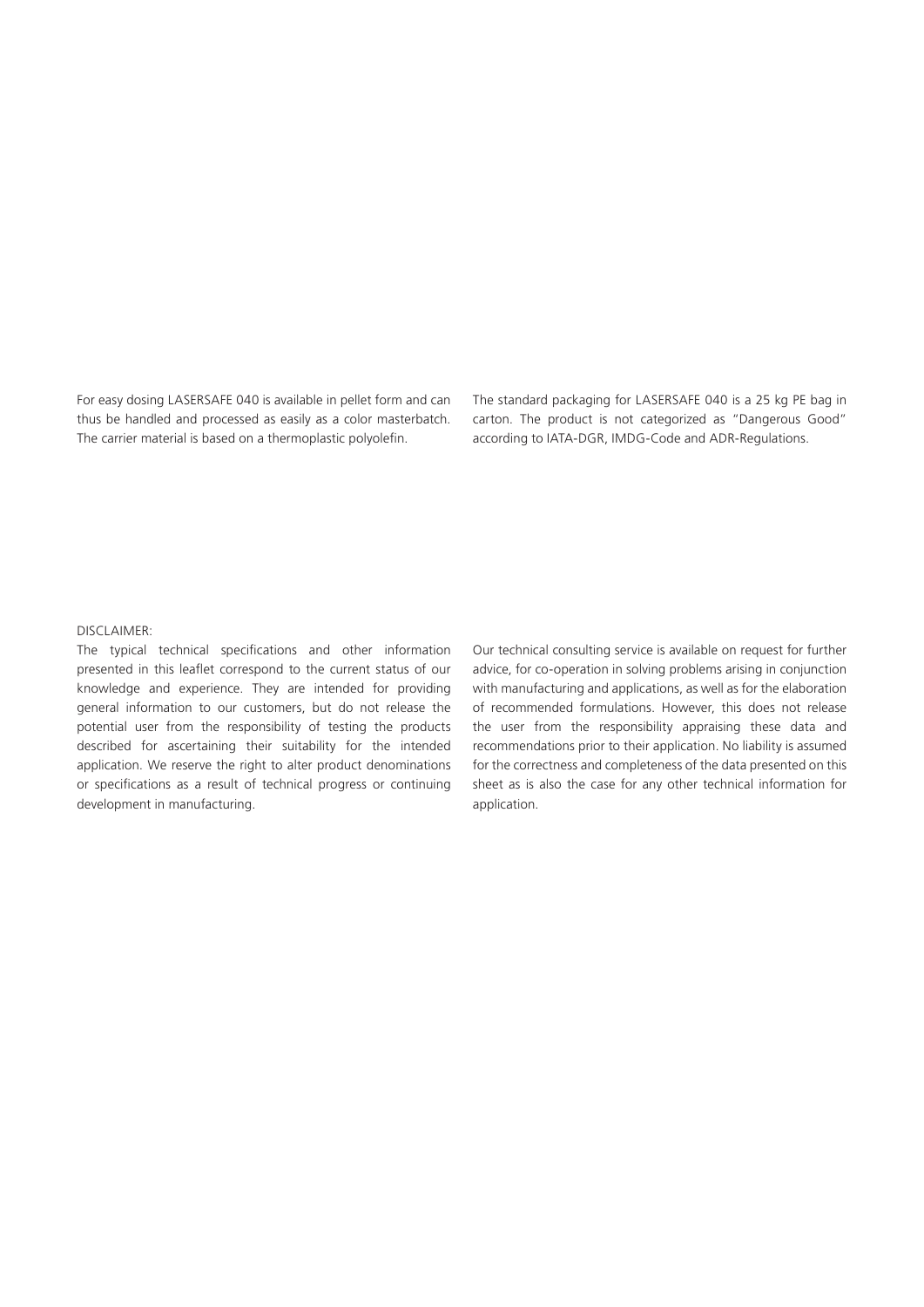For easy dosing LASERSAFE 040 is available in pellet form and can thus be handled and processed as easily as a color masterbatch. The carrier material is based on a thermoplastic polyolefin.

The standard packaging for LASERSAFE 040 is a 25 kg PE bag in carton. The product is not categorized as "Dangerous Good" according to IATA-DGR, IMDG-Code and ADR-Regulations.

DISCLAIMER:

The typical technical specifications and other information presented in this leaflet correspond to the current status of our knowledge and experience. They are intended for providing general information to our customers, but do not release the potential user from the responsibility of testing the products described for ascertaining their suitability for the intended application. We reserve the right to alter product denominations or specifications as a result of technical progress or continuing development in manufacturing.

Our technical consulting service is available on request for further advice, for co-operation in solving problems arising in conjunction with manufacturing and applications, as well as for the elaboration of recommended formulations. However, this does not release the user from the responsibility appraising these data and recommendations prior to their application. No liability is assumed for the correctness and completeness of the data presented on this sheet as is also the case for any other technical information for application.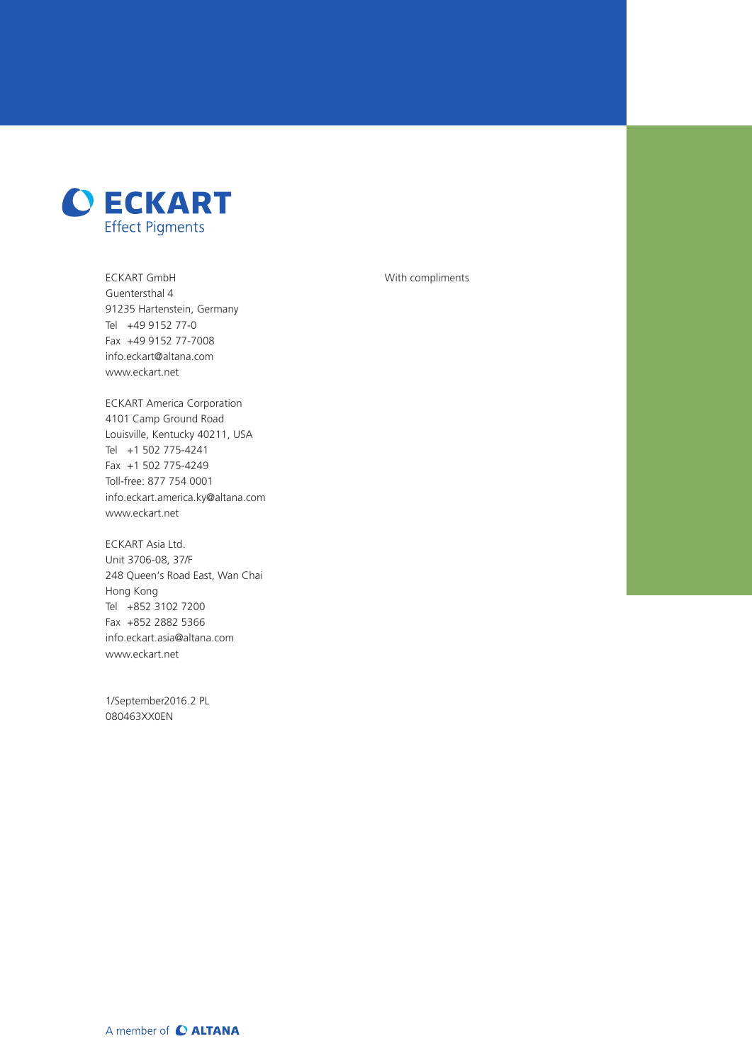ECKART
Effect Pigments

ECKART GmbH
Guentersthal 4
91235 Hartenstein, Germany
Tel +49 9152 77-0
Fax +49 9152 77-7008
info.eckart@altana.com
www.eckart.net

With compliments

ECKART America Corporation
4101 Camp Ground Road
Louisville, Kentucky 40211, USA
Tel +1 502 775-4241
Fax +1 502 775-4249
Toll-free: 877 754 0001
info.eckart.america.ky@altana.com
www.eckart.net

ECKART Asia Ltd.
Unit 3706-08, 37/F
248 Queen's Road East, Wan Chai
Hong Kong
Tel +852 3102 7200
Fax +852 2882 5366
info.eckart.asia@altana.com
www.eckart.net

1/September2016.2 PL
080463XX0EN

A member of ALTANA